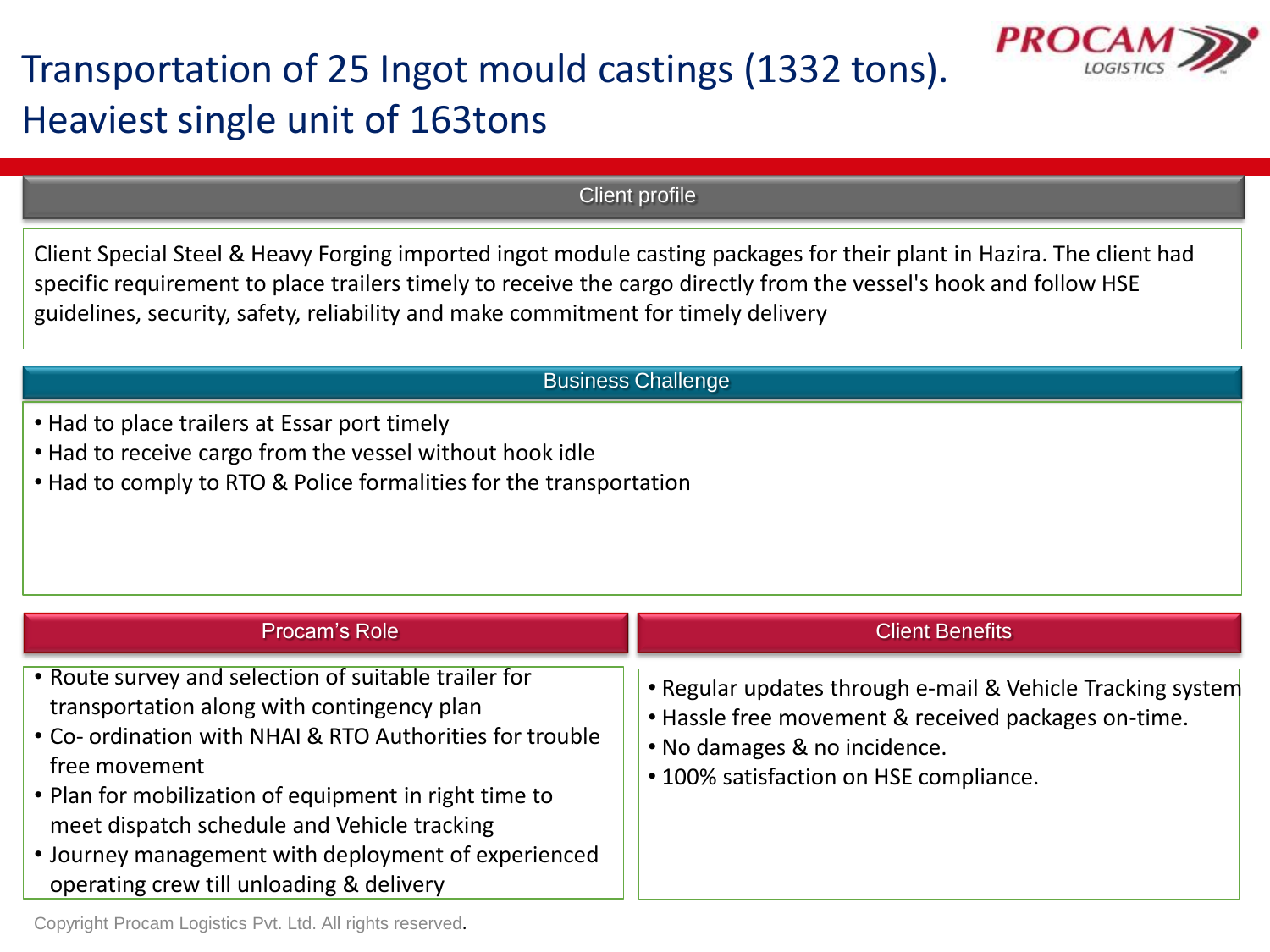# Transportation of 25 Ingot mould castings (1332 tons). Heaviest single unit of 163tons

## Client profile

Client Special Steel & Heavy Forging imported ingot module casting packages for their plant in Hazira. The client had specific requirement to place trailers timely to receive the cargo directly from the vessel's hook and follow HSE guidelines, security, safety, reliability and make commitment for timely delivery

## Business Challenge

- Had to place trailers at Essar port timely
- Had to receive cargo from the vessel without hook idle
- Had to comply to RTO & Police formalities for the transportation

## Procam's Role

- Route survey and selection of suitable trailer for transportation along with contingency plan
- Co- ordination with NHAI & RTO Authorities for trouble free movement
- Plan for mobilization of equipment in right time to meet dispatch schedule and Vehicle tracking
- Journey management with deployment of experienced operating crew till unloading & delivery

## Client Benefits

- Regular updates through e-mail & Vehicle Tracking system
- Hassle free movement & received packages on-time.
- No damages & no incidence.
- 100% satisfaction on HSE compliance.

Copyright Procam Logistics Pvt. Ltd. All rights reserved.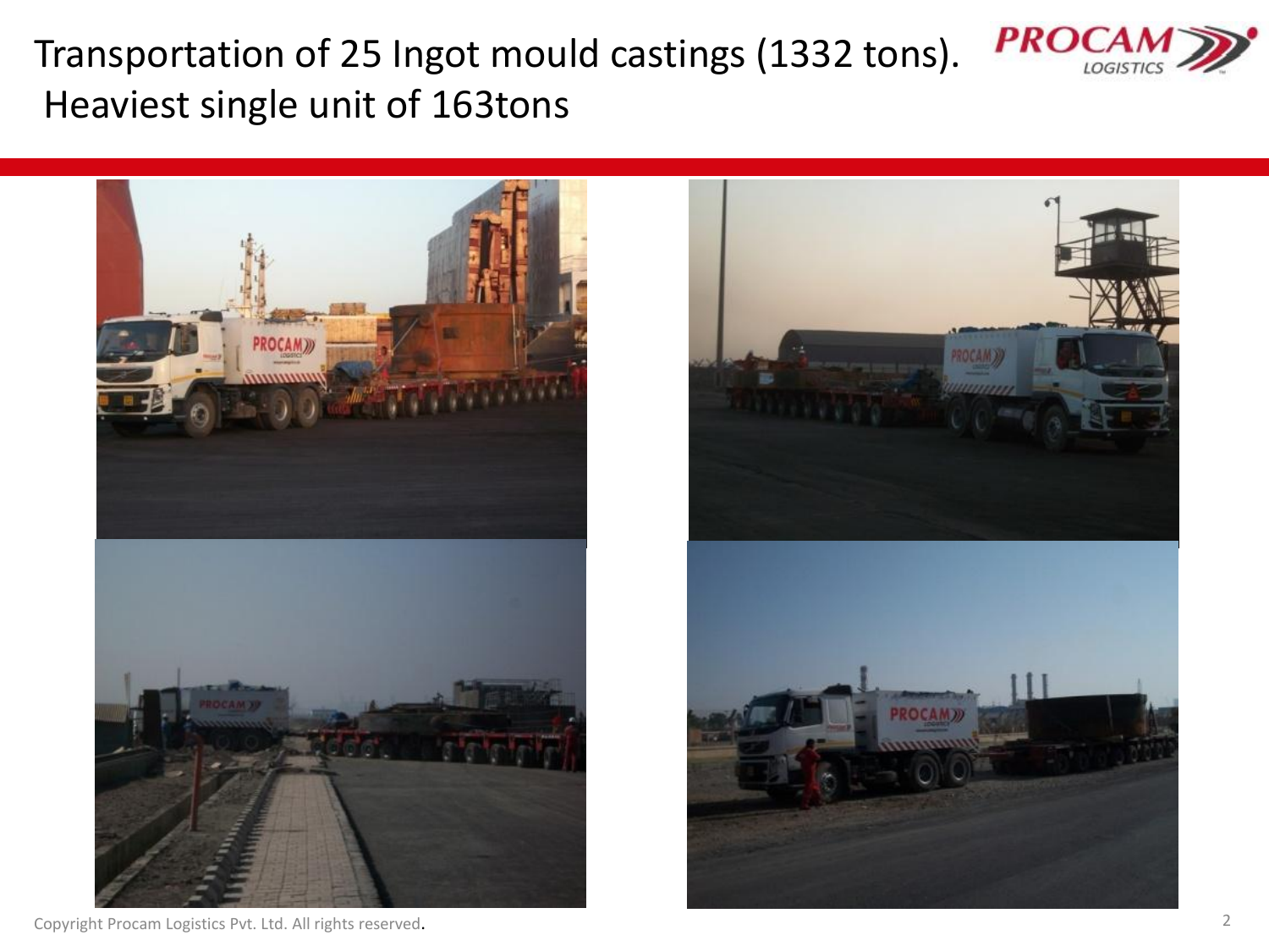# Transportation of 25 Ingot mould castings (1332 tons). Heaviest single unit of 163tons

Copyright Procam Logistics Pvt. Ltd. All rights reserved.